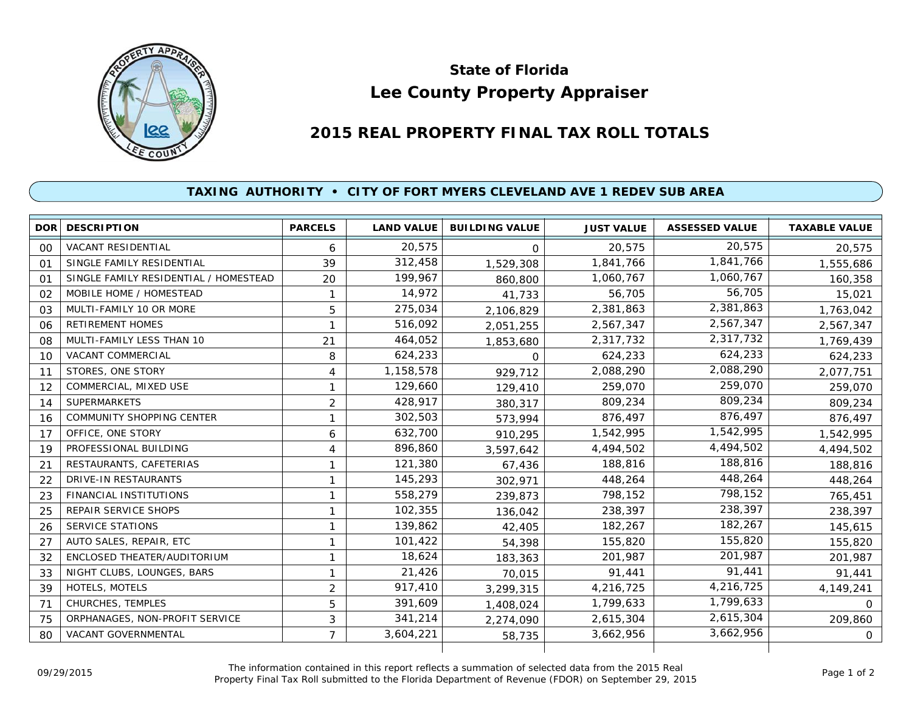# State of Florida
# Lee County Property Appraiser

## 2015 REAL PROPERTY FINAL TAX ROLL TOTALS

### TAXING AUTHORITY • CITY OF FORT MYERS CLEVELAND AVE 1 REDEV SUB AREA

| DOR | DESCRIPTION | PARCELS | LAND VALUE | BUILDING VALUE | JUST VALUE | ASSESSED VALUE | TAXABLE VALUE |
|---|---|---|---|---|---|---|---|
| 00 | VACANT RESIDENTIAL | 6 | 20,575 | 0 | 20,575 | 20,575 | 20,575 |
| 01 | SINGLE FAMILY RESIDENTIAL | 39 | 312,458 | 1,529,308 | 1,841,766 | 1,841,766 | 1,555,686 |
| 01 | SINGLE FAMILY RESIDENTIAL / HOMESTEAD | 20 | 199,967 | 860,800 | 1,060,767 | 1,060,767 | 160,358 |
| 02 | MOBILE HOME / HOMESTEAD | 1 | 14,972 | 41,733 | 56,705 | 56,705 | 15,021 |
| 03 | MULTI-FAMILY 10 OR MORE | 5 | 275,034 | 2,106,829 | 2,381,863 | 2,381,863 | 1,763,042 |
| 06 | RETIREMENT HOMES | 1 | 516,092 | 2,051,255 | 2,567,347 | 2,567,347 | 2,567,347 |
| 08 | MULTI-FAMILY LESS THAN 10 | 21 | 464,052 | 1,853,680 | 2,317,732 | 2,317,732 | 1,769,439 |
| 10 | VACANT COMMERCIAL | 8 | 624,233 | 0 | 624,233 | 624,233 | 624,233 |
| 11 | STORES, ONE STORY | 4 | 1,158,578 | 929,712 | 2,088,290 | 2,088,290 | 2,077,751 |
| 12 | COMMERCIAL, MIXED USE | 1 | 129,660 | 129,410 | 259,070 | 259,070 | 259,070 |
| 14 | SUPERMARKETS | 2 | 428,917 | 380,317 | 809,234 | 809,234 | 809,234 |
| 16 | COMMUNITY SHOPPING CENTER | 1 | 302,503 | 573,994 | 876,497 | 876,497 | 876,497 |
| 17 | OFFICE, ONE STORY | 6 | 632,700 | 910,295 | 1,542,995 | 1,542,995 | 1,542,995 |
| 19 | PROFESSIONAL BUILDING | 4 | 896,860 | 3,597,642 | 4,494,502 | 4,494,502 | 4,494,502 |
| 21 | RESTAURANTS, CAFETERIAS | 1 | 121,380 | 67,436 | 188,816 | 188,816 | 188,816 |
| 22 | DRIVE-IN RESTAURANTS | 1 | 145,293 | 302,971 | 448,264 | 448,264 | 448,264 |
| 23 | FINANCIAL INSTITUTIONS | 1 | 558,279 | 239,873 | 798,152 | 798,152 | 765,451 |
| 25 | REPAIR SERVICE SHOPS | 1 | 102,355 | 136,042 | 238,397 | 238,397 | 238,397 |
| 26 | SERVICE STATIONS | 1 | 139,862 | 42,405 | 182,267 | 182,267 | 145,615 |
| 27 | AUTO SALES, REPAIR, ETC | 1 | 101,422 | 54,398 | 155,820 | 155,820 | 155,820 |
| 32 | ENCLOSED THEATER/AUDITORIUM | 1 | 18,624 | 183,363 | 201,987 | 201,987 | 201,987 |
| 33 | NIGHT CLUBS, LOUNGES, BARS | 1 | 21,426 | 70,015 | 91,441 | 91,441 | 91,441 |
| 39 | HOTELS, MOTELS | 2 | 917,410 | 3,299,315 | 4,216,725 | 4,216,725 | 4,149,241 |
| 71 | CHURCHES, TEMPLES | 5 | 391,609 | 1,408,024 | 1,799,633 | 1,799,633 | 0 |
| 75 | ORPHANAGES, NON-PROFIT SERVICE | 3 | 341,214 | 2,274,090 | 2,615,304 | 2,615,304 | 209,860 |
| 80 | VACANT GOVERNMENTAL | 7 | 3,604,221 | 58,735 | 3,662,956 | 3,662,956 | 0 |

09/29/2015

The information contained in this report reflects a summation of selected data from the 2015 Real Property Final Tax Roll submitted to the Florida Department of Revenue (FDOR) on September 29, 2015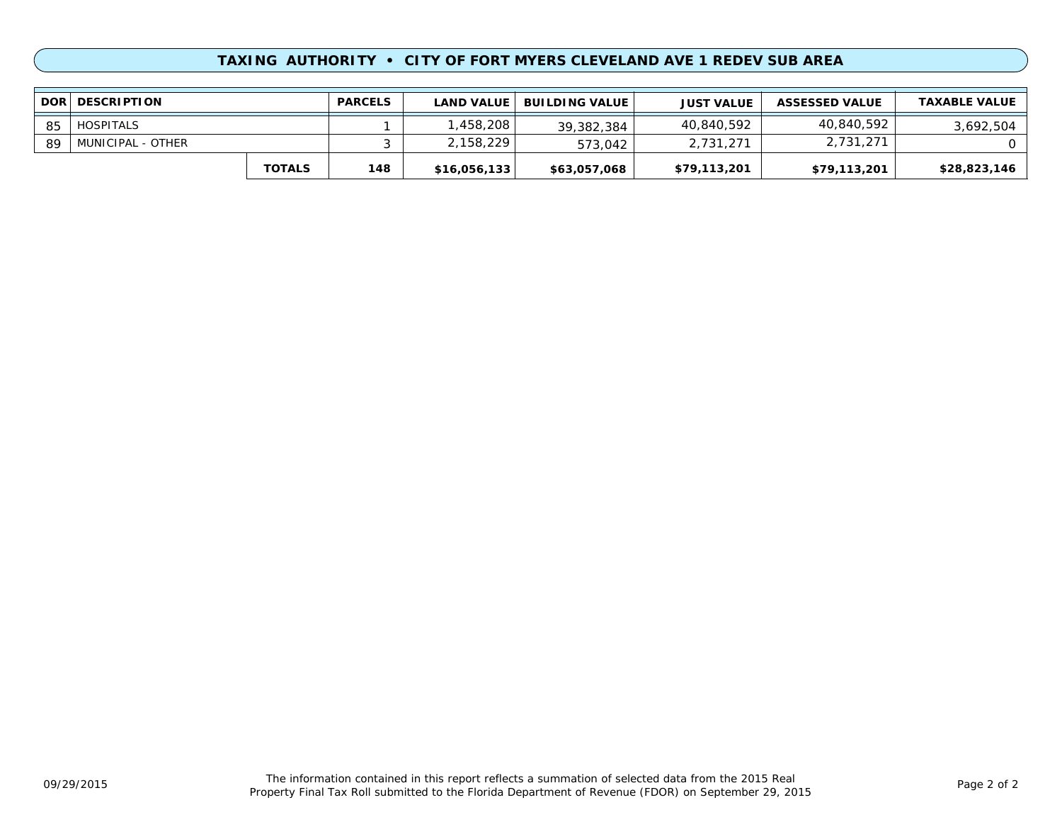## TAXING AUTHORITY • CITY OF FORT MYERS CLEVELAND AVE 1 REDEV SUB AREA

| DOR | DESCRIPTION | PARCELS | LAND VALUE | BUILDING VALUE | JUST VALUE | ASSESSED VALUE | TAXABLE VALUE |
|---|---|---|---|---|---|---|---|
| 85 | HOSPITALS | 1 | 1,458,208 | 39,382,384 | 40,840,592 | 40,840,592 | 3,692,504 |
| 89 | MUNICIPAL - OTHER | 3 | 2,158,229 | 573,042 | 2,731,271 | 2,731,271 | 0 |
| | **TOTALS** | **148** | **$16,056,133** | **$63,057,068** | **$79,113,201** | **$79,113,201** | **$28,823,146** |

09/29/2015

The information contained in this report reflects a summation of selected data from the 2015 Real Property Final Tax Roll submitted to the Florida Department of Revenue (FDOR) on September 29, 2015